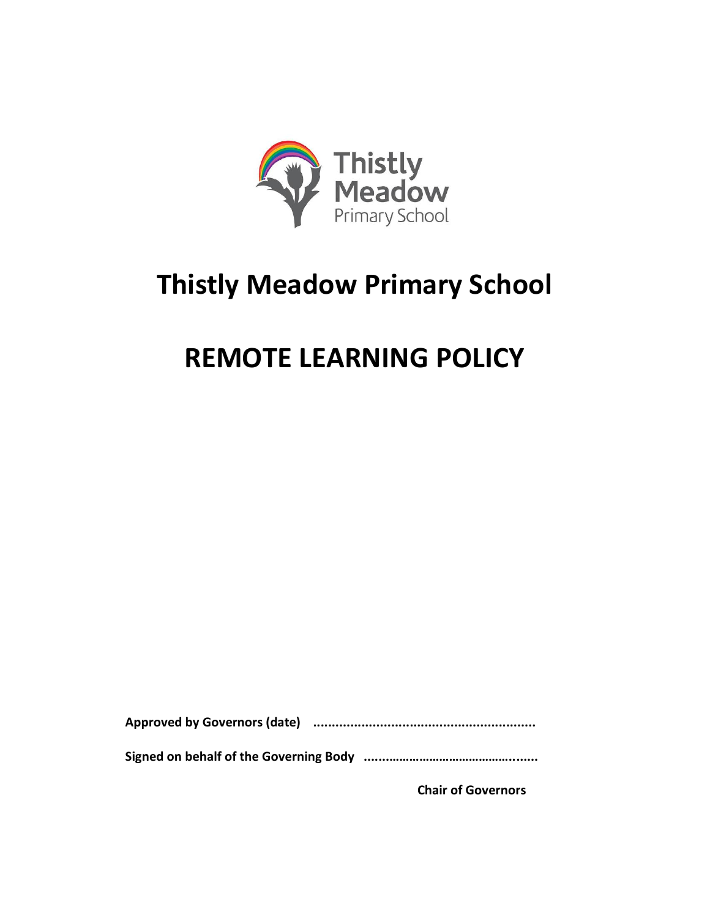# Thistly Meadow Primary School

# REMOTE LEARNING POLICY

**Approved by Governors (date) ..........................................................**

**Signed on behalf of the Governing Body ................................................**

**Chair of Governors**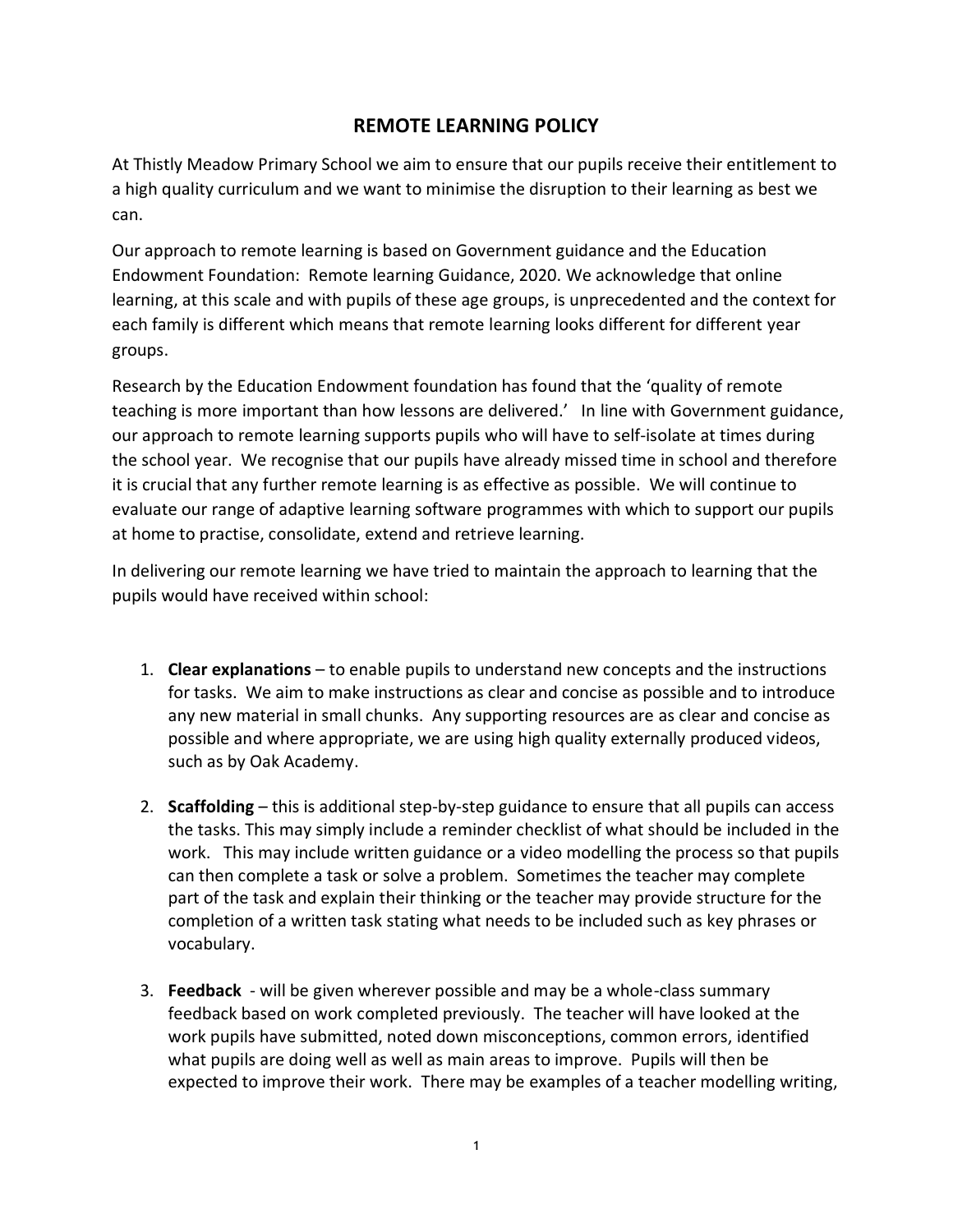## REMOTE LEARNING POLICY

At Thistly Meadow Primary School we aim to ensure that our pupils receive their entitlement to a high quality curriculum and we want to minimise the disruption to their learning as best we can.

Our approach to remote learning is based on Government guidance and the Education Endowment Foundation: Remote learning Guidance, 2020. We acknowledge that online learning, at this scale and with pupils of these age groups, is unprecedented and the context for each family is different which means that remote learning looks different for different year groups.

Research by the Education Endowment foundation has found that the 'quality of remote teaching is more important than how lessons are delivered.' In line with Government guidance, our approach to remote learning supports pupils who will have to self-isolate at times during the school year. We recognise that our pupils have already missed time in school and therefore it is crucial that any further remote learning is as effective as possible. We will continue to evaluate our range of adaptive learning software programmes with which to support our pupils at home to practise, consolidate, extend and retrieve learning.

In delivering our remote learning we have tried to maintain the approach to learning that the pupils would have received within school:

1. **Clear explanations** – to enable pupils to understand new concepts and the instructions for tasks. We aim to make instructions as clear and concise as possible and to introduce any new material in small chunks. Any supporting resources are as clear and concise as possible and where appropriate, we are using high quality externally produced videos, such as by Oak Academy.

2. **Scaffolding** – this is additional step-by-step guidance to ensure that all pupils can access the tasks. This may simply include a reminder checklist of what should be included in the work. This may include written guidance or a video modelling the process so that pupils can then complete a task or solve a problem. Sometimes the teacher may complete part of the task and explain their thinking or the teacher may provide structure for the completion of a written task stating what needs to be included such as key phrases or vocabulary.

3. **Feedback** - will be given wherever possible and may be a whole-class summary feedback based on work completed previously. The teacher will have looked at the work pupils have submitted, noted down misconceptions, common errors, identified what pupils are doing well as well as main areas to improve. Pupils will then be expected to improve their work. There may be examples of a teacher modelling writing,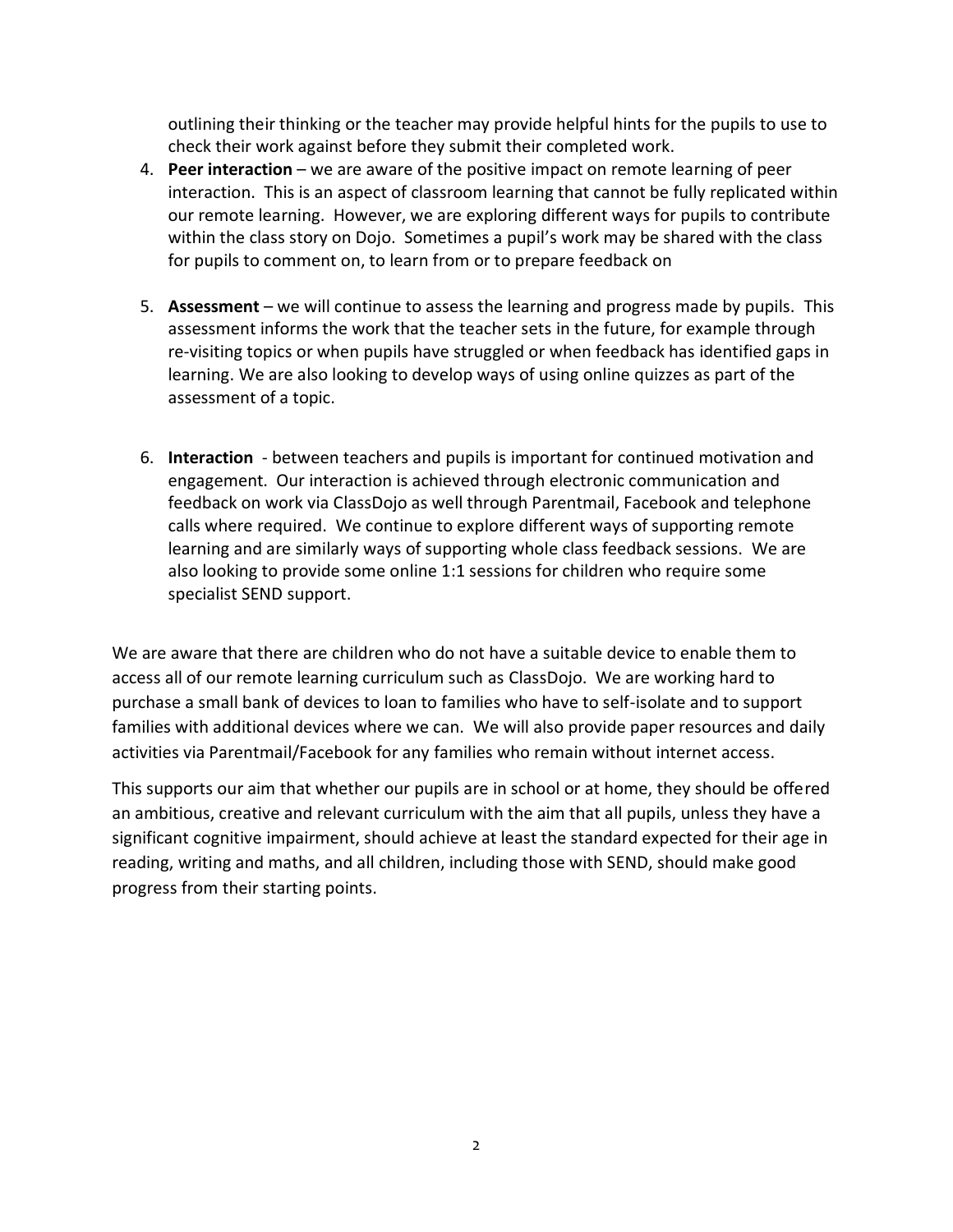outlining their thinking or the teacher may provide helpful hints for the pupils to use to check their work against before they submit their completed work.

4. **Peer interaction** – we are aware of the positive impact on remote learning of peer interaction. This is an aspect of classroom learning that cannot be fully replicated within our remote learning. However, we are exploring different ways for pupils to contribute within the class story on Dojo. Sometimes a pupil's work may be shared with the class for pupils to comment on, to learn from or to prepare feedback on

5. **Assessment** – we will continue to assess the learning and progress made by pupils. This assessment informs the work that the teacher sets in the future, for example through re-visiting topics or when pupils have struggled or when feedback has identified gaps in learning. We are also looking to develop ways of using online quizzes as part of the assessment of a topic.

6. **Interaction** - between teachers and pupils is important for continued motivation and engagement. Our interaction is achieved through electronic communication and feedback on work via ClassDojo as well through Parentmail, Facebook and telephone calls where required. We continue to explore different ways of supporting remote learning and are similarly ways of supporting whole class feedback sessions. We are also looking to provide some online 1:1 sessions for children who require some specialist SEND support.

We are aware that there are children who do not have a suitable device to enable them to access all of our remote learning curriculum such as ClassDojo. We are working hard to purchase a small bank of devices to loan to families who have to self-isolate and to support families with additional devices where we can. We will also provide paper resources and daily activities via Parentmail/Facebook for any families who remain without internet access.

This supports our aim that whether our pupils are in school or at home, they should be offered an ambitious, creative and relevant curriculum with the aim that all pupils, unless they have a significant cognitive impairment, should achieve at least the standard expected for their age in reading, writing and maths, and all children, including those with SEND, should make good progress from their starting points.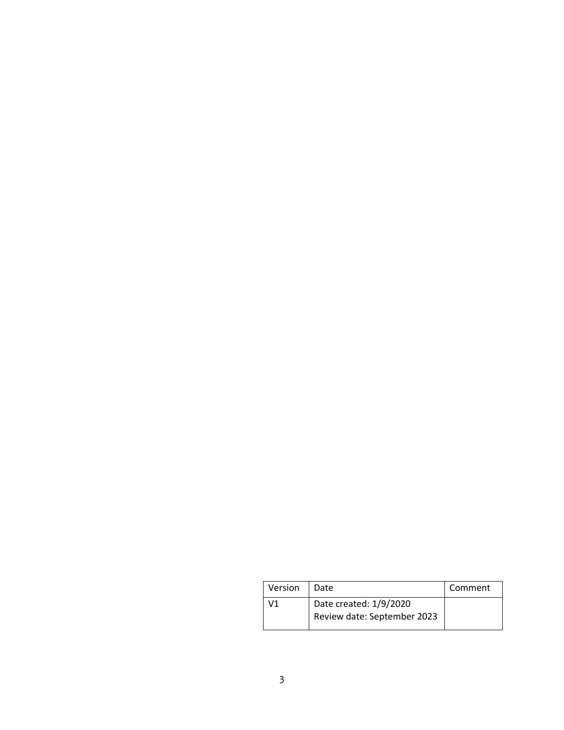| Version | Date | Comment |
|---|---|---|
| V1 | Date created: 1/9/2020<br>Review date: September 2023 | |